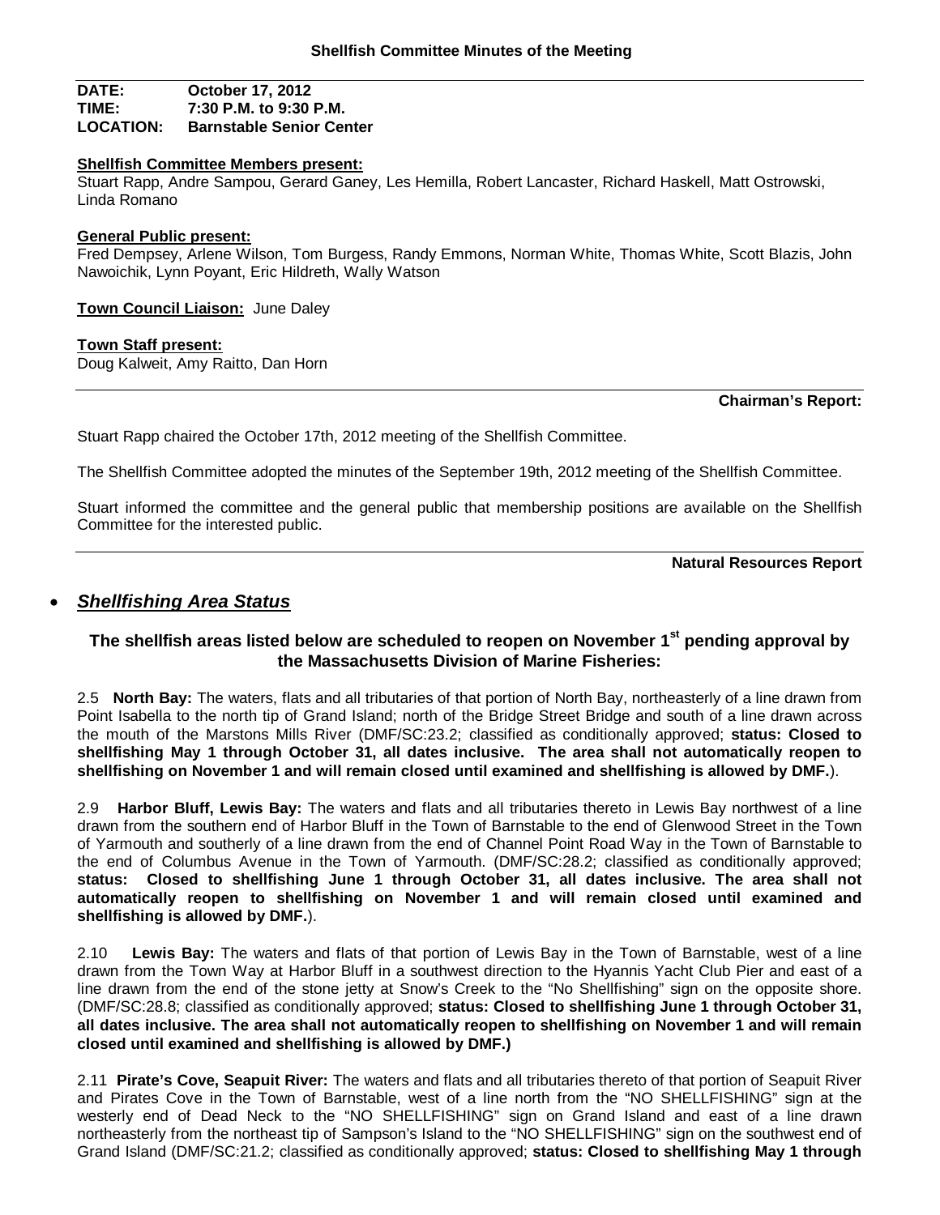# Shellfish Committee Minutes of the Meeting

**DATE:** October 17, 2012
**TIME:** 7:30 P.M. to 9:30 P.M.
**LOCATION:** Barnstable Senior Center

**Shellfish Committee Members present:**
Stuart Rapp, Andre Sampou, Gerard Ganey, Les Hemilla, Robert Lancaster, Richard Haskell, Matt Ostrowski, Linda Romano

**General Public present:**
Fred Dempsey, Arlene Wilson, Tom Burgess, Randy Emmons, Norman White, Thomas White, Scott Blazis, John Nawoichik, Lynn Poyant, Eric Hildreth, Wally Watson

**Town Council Liaison:** June Daley

**Town Staff present:**
Doug Kalweit, Amy Raitto, Dan Horn

---

**Chairman's Report:**

Stuart Rapp chaired the October 17th, 2012 meeting of the Shellfish Committee.

The Shellfish Committee adopted the minutes of the September 19th, 2012 meeting of the Shellfish Committee.

Stuart informed the committee and the general public that membership positions are available on the Shellfish Committee for the interested public.

---

**Natural Resources Report**

- ***Shellfishing Area Status***

### The shellfish areas listed below are scheduled to reopen on November 1st pending approval by the Massachusetts Division of Marine Fisheries:

2.5 **North Bay:** The waters, flats and all tributaries of that portion of North Bay, northeasterly of a line drawn from Point Isabella to the north tip of Grand Island; north of the Bridge Street Bridge and south of a line drawn across the mouth of the Marstons Mills River (DMF/SC:23.2; classified as conditionally approved; **status: Closed to shellfishing May 1 through October 31, all dates inclusive. The area shall not automatically reopen to shellfishing on November 1 and will remain closed until examined and shellfishing is allowed by DMF.**).

2.9 **Harbor Bluff, Lewis Bay:** The waters and flats and all tributaries thereto in Lewis Bay northwest of a line drawn from the southern end of Harbor Bluff in the Town of Barnstable to the end of Glenwood Street in the Town of Yarmouth and southerly of a line drawn from the end of Channel Point Road Way in the Town of Barnstable to the end of Columbus Avenue in the Town of Yarmouth. (DMF/SC:28.2; classified as conditionally approved; **status: Closed to shellfishing June 1 through October 31, all dates inclusive. The area shall not automatically reopen to shellfishing on November 1 and will remain closed until examined and shellfishing is allowed by DMF.**).

2.10 **Lewis Bay:** The waters and flats of that portion of Lewis Bay in the Town of Barnstable, west of a line drawn from the Town Way at Harbor Bluff in a southwest direction to the Hyannis Yacht Club Pier and east of a line drawn from the end of the stone jetty at Snow's Creek to the "No Shellfishing" sign on the opposite shore. (DMF/SC:28.8; classified as conditionally approved; **status: Closed to shellfishing June 1 through October 31, all dates inclusive. The area shall not automatically reopen to shellfishing on November 1 and will remain closed until examined and shellfishing is allowed by DMF.)**

2.11 **Pirate's Cove, Seapuit River:** The waters and flats and all tributaries thereto of that portion of Seapuit River and Pirates Cove in the Town of Barnstable, west of a line north from the "NO SHELLFISHING" sign at the westerly end of Dead Neck to the "NO SHELLFISHING" sign on Grand Island and east of a line drawn northeasterly from the northeast tip of Sampson's Island to the "NO SHELLFISHING" sign on the southwest end of Grand Island (DMF/SC:21.2; classified as conditionally approved; **status: Closed to shellfishing May 1 through**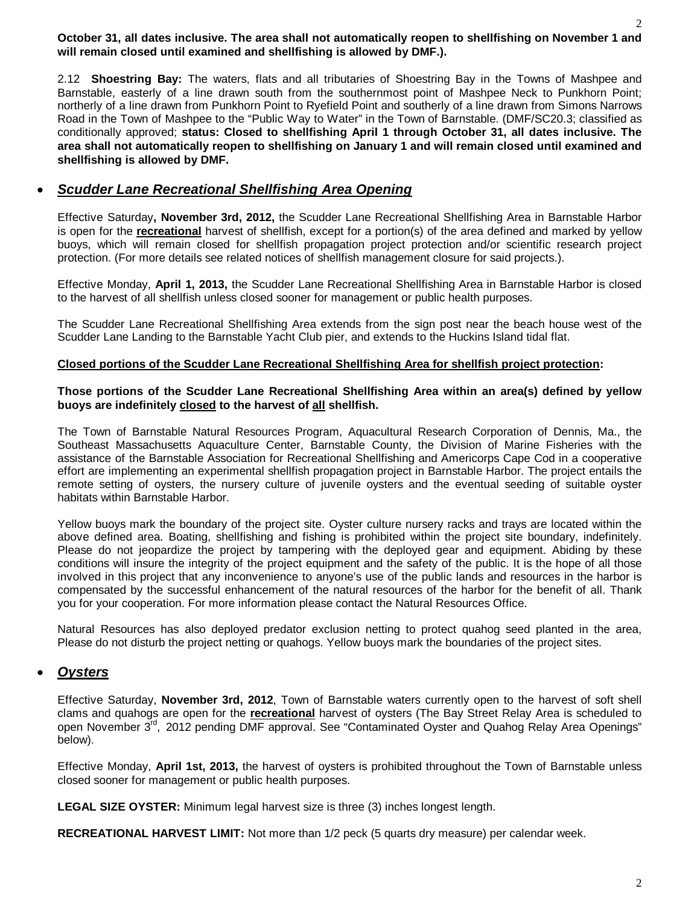**October 31, all dates inclusive. The area shall not automatically reopen to shellfishing on November 1 and will remain closed until examined and shellfishing is allowed by DMF.).**

2.12 **Shoestring Bay:** The waters, flats and all tributaries of Shoestring Bay in the Towns of Mashpee and Barnstable, easterly of a line drawn south from the southernmost point of Mashpee Neck to Punkhorn Point; northerly of a line drawn from Punkhorn Point to Ryefield Point and southerly of a line drawn from Simons Narrows Road in the Town of Mashpee to the "Public Way to Water" in the Town of Barnstable. (DMF/SC20.3; classified as conditionally approved; **status: Closed to shellfishing April 1 through October 31, all dates inclusive. The area shall not automatically reopen to shellfishing on January 1 and will remain closed until examined and shellfishing is allowed by DMF.**

- ***Scudder Lane Recreational Shellfishing Area Opening***

Effective Saturday**, November 3rd, 2012,** the Scudder Lane Recreational Shellfishing Area in Barnstable Harbor is open for the **recreational** harvest of shellfish, except for a portion(s) of the area defined and marked by yellow buoys, which will remain closed for shellfish propagation project protection and/or scientific research project protection. (For more details see related notices of shellfish management closure for said projects.).

Effective Monday, **April 1, 2013,** the Scudder Lane Recreational Shellfishing Area in Barnstable Harbor is closed to the harvest of all shellfish unless closed sooner for management or public health purposes.

The Scudder Lane Recreational Shellfishing Area extends from the sign post near the beach house west of the Scudder Lane Landing to the Barnstable Yacht Club pier, and extends to the Huckins Island tidal flat.

**Closed portions of the Scudder Lane Recreational Shellfishing Area for shellfish project protection:**

**Those portions of the Scudder Lane Recreational Shellfishing Area within an area(s) defined by yellow buoys are indefinitely closed to the harvest of all shellfish.**

The Town of Barnstable Natural Resources Program, Aquacultural Research Corporation of Dennis, Ma., the Southeast Massachusetts Aquaculture Center, Barnstable County, the Division of Marine Fisheries with the assistance of the Barnstable Association for Recreational Shellfishing and Americorps Cape Cod in a cooperative effort are implementing an experimental shellfish propagation project in Barnstable Harbor. The project entails the remote setting of oysters, the nursery culture of juvenile oysters and the eventual seeding of suitable oyster habitats within Barnstable Harbor.

Yellow buoys mark the boundary of the project site. Oyster culture nursery racks and trays are located within the above defined area. Boating, shellfishing and fishing is prohibited within the project site boundary, indefinitely. Please do not jeopardize the project by tampering with the deployed gear and equipment. Abiding by these conditions will insure the integrity of the project equipment and the safety of the public. It is the hope of all those involved in this project that any inconvenience to anyone's use of the public lands and resources in the harbor is compensated by the successful enhancement of the natural resources of the harbor for the benefit of all. Thank you for your cooperation. For more information please contact the Natural Resources Office.

Natural Resources has also deployed predator exclusion netting to protect quahog seed planted in the area, Please do not disturb the project netting or quahogs. Yellow buoys mark the boundaries of the project sites.

- ***Oysters***

Effective Saturday, **November 3rd, 2012**, Town of Barnstable waters currently open to the harvest of soft shell clams and quahogs are open for the **recreational** harvest of oysters (The Bay Street Relay Area is scheduled to open November 3rd, 2012 pending DMF approval. See "Contaminated Oyster and Quahog Relay Area Openings" below).

Effective Monday, **April 1st, 2013,** the harvest of oysters is prohibited throughout the Town of Barnstable unless closed sooner for management or public health purposes.

**LEGAL SIZE OYSTER:** Minimum legal harvest size is three (3) inches longest length.

**RECREATIONAL HARVEST LIMIT:** Not more than 1/2 peck (5 quarts dry measure) per calendar week.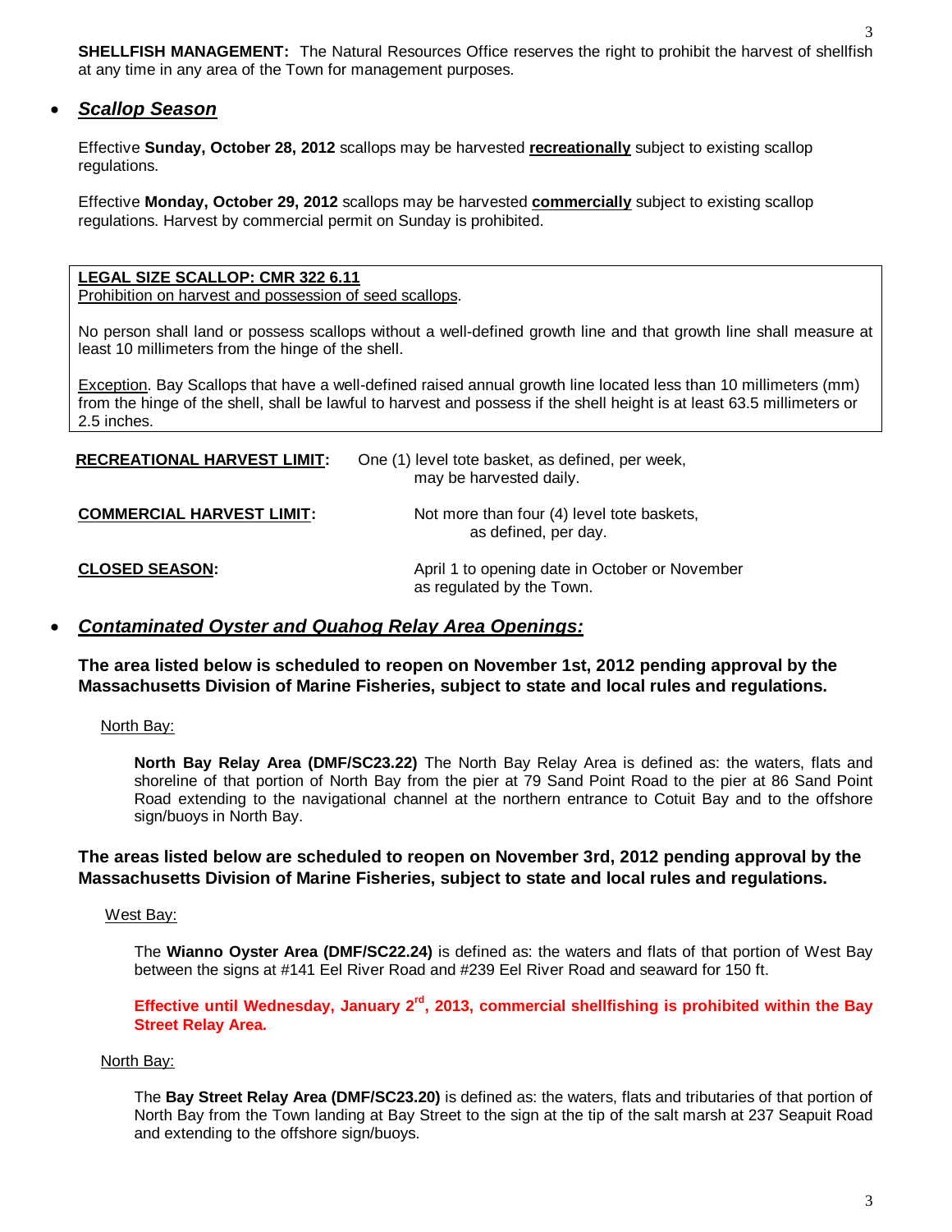**SHELLFISH MANAGEMENT:** The Natural Resources Office reserves the right to prohibit the harvest of shellfish at any time in any area of the Town for management purposes.

- ***Scallop Season***

Effective **Sunday, October 28, 2012** scallops may be harvested **recreationally** subject to existing scallop regulations.

Effective **Monday, October 29, 2012** scallops may be harvested **commercially** subject to existing scallop regulations. Harvest by commercial permit on Sunday is prohibited.

**LEGAL SIZE SCALLOP: CMR 322 6.11**
Prohibition on harvest and possession of seed scallops.

No person shall land or possess scallops without a well-defined growth line and that growth line shall measure at least 10 millimeters from the hinge of the shell.

Exception. Bay Scallops that have a well-defined raised annual growth line located less than 10 millimeters (mm) from the hinge of the shell, shall be lawful to harvest and possess if the shell height is at least 63.5 millimeters or 2.5 inches.

**RECREATIONAL HARVEST LIMIT:** One (1) level tote basket, as defined, per week, may be harvested daily.

**COMMERCIAL HARVEST LIMIT:** Not more than four (4) level tote baskets, as defined, per day.

**CLOSED SEASON:** April 1 to opening date in October or November as regulated by the Town.

- ***Contaminated Oyster and Quahog Relay Area Openings:***

**The area listed below is scheduled to reopen on November 1st, 2012 pending approval by the Massachusetts Division of Marine Fisheries, subject to state and local rules and regulations.**

North Bay:

**North Bay Relay Area (DMF/SC23.22)** The North Bay Relay Area is defined as: the waters, flats and shoreline of that portion of North Bay from the pier at 79 Sand Point Road to the pier at 86 Sand Point Road extending to the navigational channel at the northern entrance to Cotuit Bay and to the offshore sign/buoys in North Bay.

**The areas listed below are scheduled to reopen on November 3rd, 2012 pending approval by the Massachusetts Division of Marine Fisheries, subject to state and local rules and regulations.**

West Bay:

The **Wianno Oyster Area (DMF/SC22.24)** is defined as: the waters and flats of that portion of West Bay between the signs at #141 Eel River Road and #239 Eel River Road and seaward for 150 ft.

**Effective until Wednesday, January 2rd, 2013, commercial shellfishing is prohibited within the Bay Street Relay Area.**

North Bay:

The **Bay Street Relay Area (DMF/SC23.20)** is defined as: the waters, flats and tributaries of that portion of North Bay from the Town landing at Bay Street to the sign at the tip of the salt marsh at 237 Seapuit Road and extending to the offshore sign/buoys.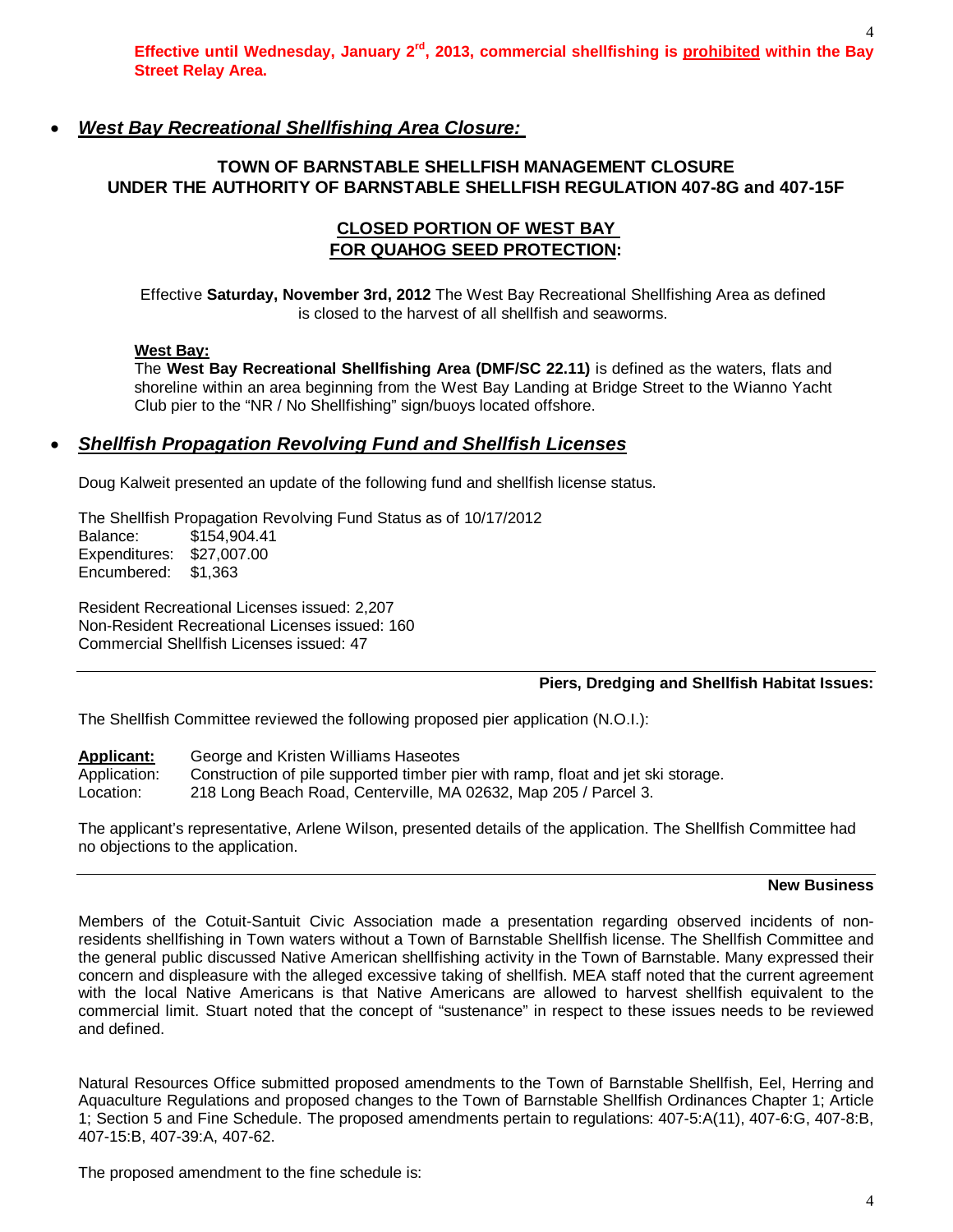**Effective until Wednesday, January 2nd, 2013, commercial shellfishing is prohibited within the Bay Street Relay Area.**

- ***West Bay Recreational Shellfishing Area Closure:***

**TOWN OF BARNSTABLE SHELLFISH MANAGEMENT CLOSURE UNDER THE AUTHORITY OF BARNSTABLE SHELLFISH REGULATION 407-8G and 407-15F**

**CLOSED PORTION OF WEST BAY FOR QUAHOG SEED PROTECTION:**

Effective **Saturday, November 3rd, 2012** The West Bay Recreational Shellfishing Area as defined is closed to the harvest of all shellfish and seaworms.

**West Bay:**
The **West Bay Recreational Shellfishing Area (DMF/SC 22.11)** is defined as the waters, flats and shoreline within an area beginning from the West Bay Landing at Bridge Street to the Wianno Yacht Club pier to the "NR / No Shellfishing" sign/buoys located offshore.

- ***Shellfish Propagation Revolving Fund and Shellfish Licenses***

Doug Kalweit presented an update of the following fund and shellfish license status.

The Shellfish Propagation Revolving Fund Status as of 10/17/2012
Balance: $154,904.41
Expenditures: $27,007.00
Encumbered: $1,363

Resident Recreational Licenses issued: 2,207
Non-Resident Recreational Licenses issued: 160
Commercial Shellfish Licenses issued: 47

---

**Piers, Dredging and Shellfish Habitat Issues:**

The Shellfish Committee reviewed the following proposed pier application (N.O.I.):

**Applicant:** George and Kristen Williams Haseotes
Application: Construction of pile supported timber pier with ramp, float and jet ski storage.
Location: 218 Long Beach Road, Centerville, MA 02632, Map 205 / Parcel 3.

The applicant's representative, Arlene Wilson, presented details of the application. The Shellfish Committee had no objections to the application.

---

**New Business**

Members of the Cotuit-Santuit Civic Association made a presentation regarding observed incidents of non-residents shellfishing in Town waters without a Town of Barnstable Shellfish license. The Shellfish Committee and the general public discussed Native American shellfishing activity in the Town of Barnstable. Many expressed their concern and displeasure with the alleged excessive taking of shellfish. MEA staff noted that the current agreement with the local Native Americans is that Native Americans are allowed to harvest shellfish equivalent to the commercial limit. Stuart noted that the concept of "sustenance" in respect to these issues needs to be reviewed and defined.

Natural Resources Office submitted proposed amendments to the Town of Barnstable Shellfish, Eel, Herring and Aquaculture Regulations and proposed changes to the Town of Barnstable Shellfish Ordinances Chapter 1; Article 1; Section 5 and Fine Schedule. The proposed amendments pertain to regulations: 407-5:A(11), 407-6:G, 407-8:B, 407-15:B, 407-39:A, 407-62.

The proposed amendment to the fine schedule is: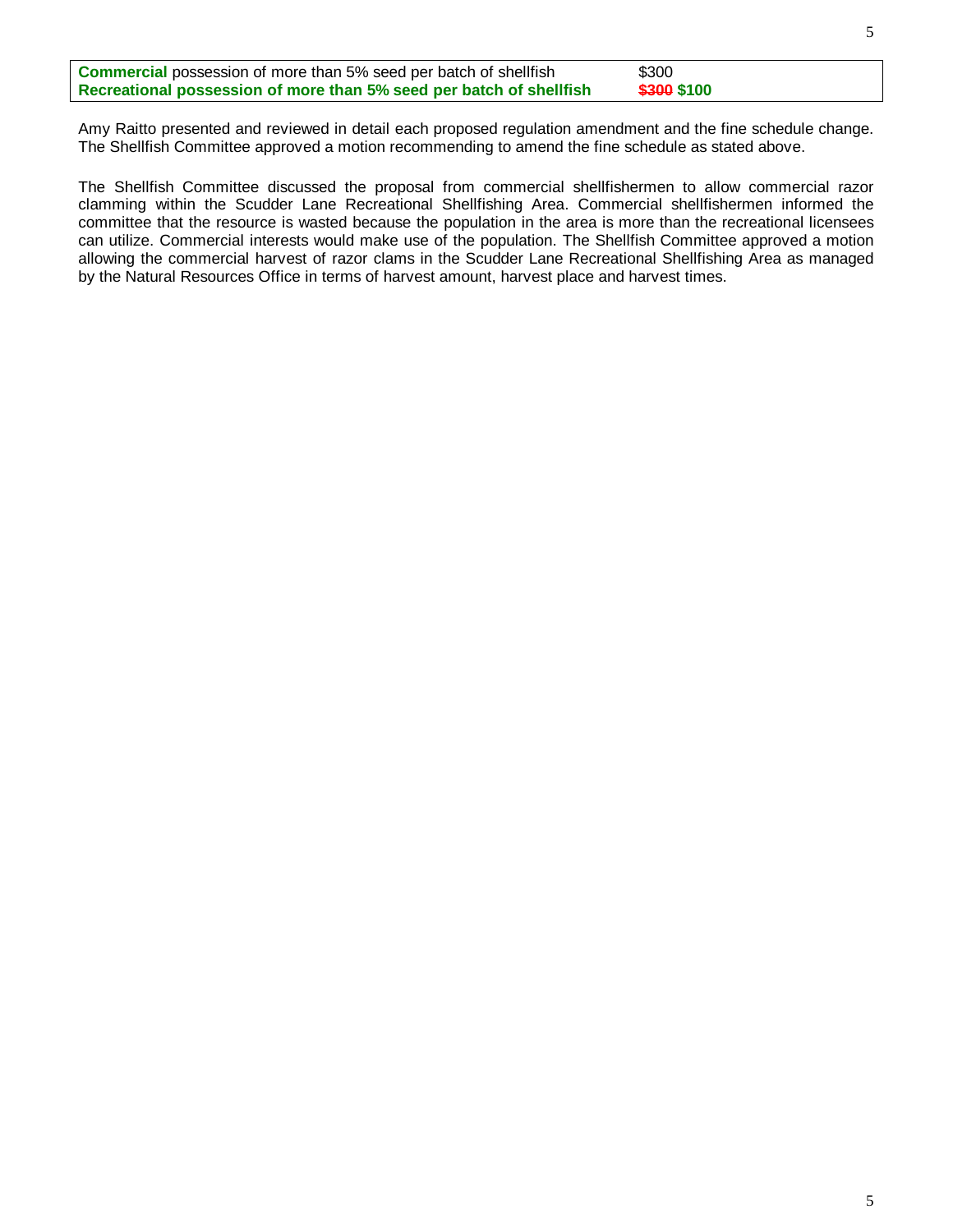| | |
|---|---|
| **Commercial** possession of more than 5% seed per batch of shellfish | \$300 |
| **Recreational possession of more than 5% seed per batch of shellfish** | ~~\$300~~ **\$100** |

Amy Raitto presented and reviewed in detail each proposed regulation amendment and the fine schedule change. The Shellfish Committee approved a motion recommending to amend the fine schedule as stated above.

The Shellfish Committee discussed the proposal from commercial shellfishermen to allow commercial razor clamming within the Scudder Lane Recreational Shellfishing Area. Commercial shellfishermen informed the committee that the resource is wasted because the population in the area is more than the recreational licensees can utilize. Commercial interests would make use of the population. The Shellfish Committee approved a motion allowing the commercial harvest of razor clams in the Scudder Lane Recreational Shellfishing Area as managed by the Natural Resources Office in terms of harvest amount, harvest place and harvest times.